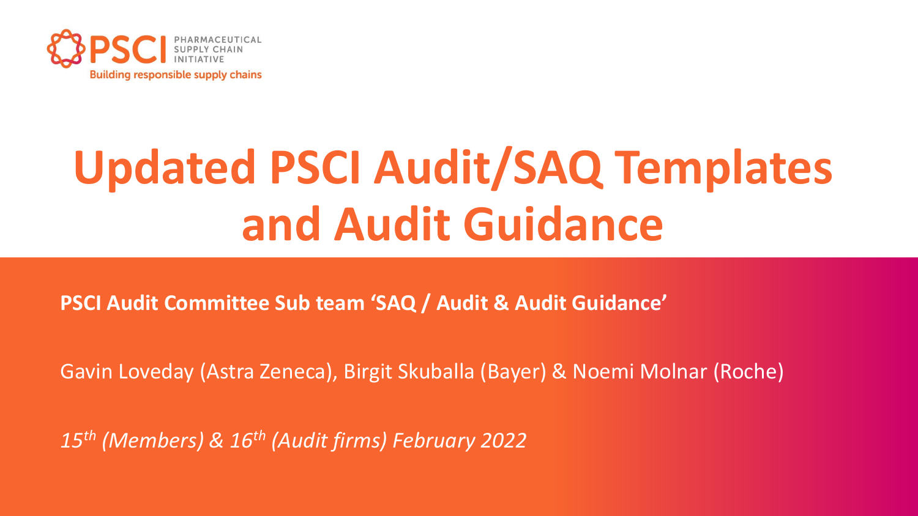PSCI PHARMACEUTICAL SUPPLY CHAIN INITIATIVE

Building responsible supply chains

# Updated PSCI Audit/SAQ Templates and Audit Guidance

**PSCI Audit Committee Sub team 'SAQ / Audit & Audit Guidance'**

Gavin Loveday (Astra Zeneca), Birgit Skuballa (Bayer) & Noemi Molnar (Roche)

*15th (Members) & 16th (Audit firms) February 2022*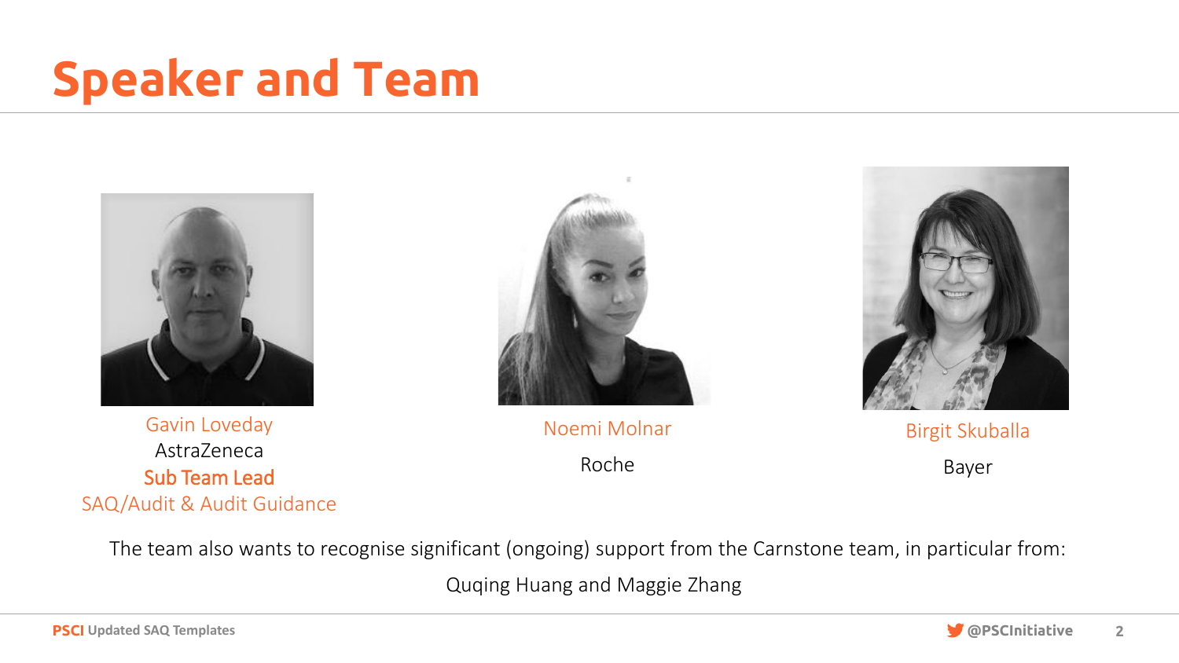# Speaker and Team

Gavin Loveday
AstraZeneca
**Sub Team Lead**
SAQ/Audit & Audit Guidance

Noemi Molnar
Roche

Birgit Skuballa
Bayer

The team also wants to recognise significant (ongoing) support from the Carnstone team, in particular from:

Quqing Huang and Maggie Zhang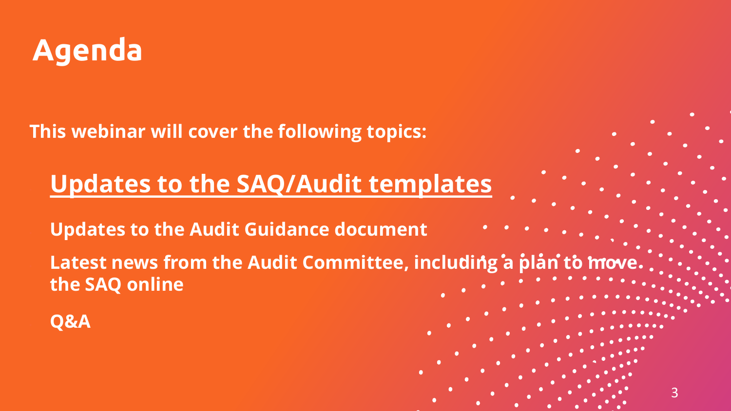# Agenda

**This webinar will cover the following topics:**

- **Updates to the SAQ/Audit templates**
- **Updates to the Audit Guidance document**
- **Latest news from the Audit Committee, including a plan to move the SAQ online**
- **Q&A**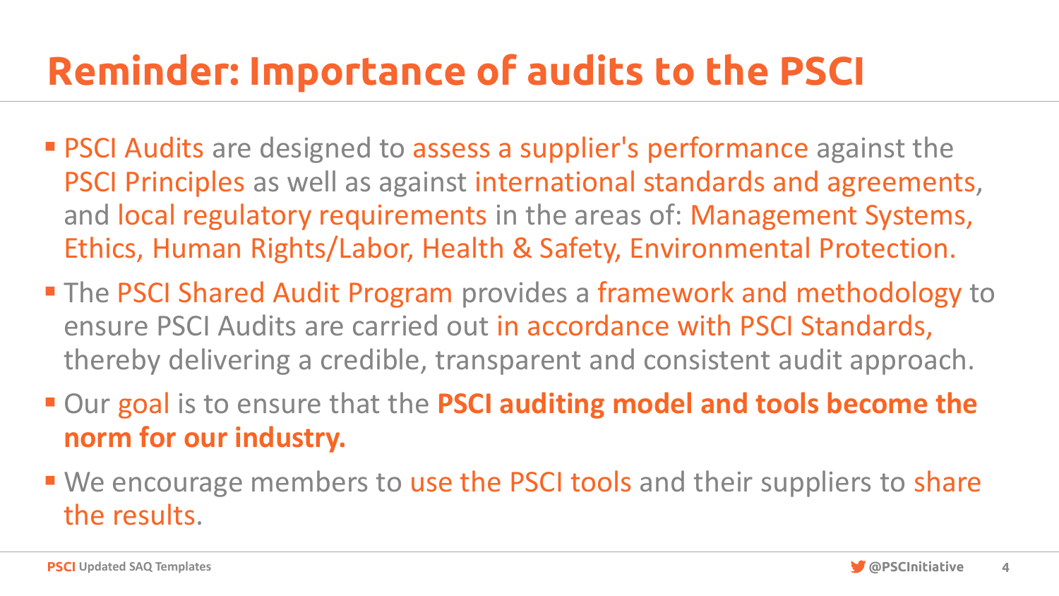# Reminder: Importance of audits to the PSCI

- PSCI Audits are designed to assess a supplier's performance against the PSCI Principles as well as against international standards and agreements, and local regulatory requirements in the areas of: Management Systems, Ethics, Human Rights/Labor, Health & Safety, Environmental Protection.
- The PSCI Shared Audit Program provides a framework and methodology to ensure PSCI Audits are carried out in accordance with PSCI Standards, thereby delivering a credible, transparent and consistent audit approach.
- Our goal is to ensure that the **PSCI auditing model and tools become the norm for our industry.**
- We encourage members to use the PSCI tools and their suppliers to share the results.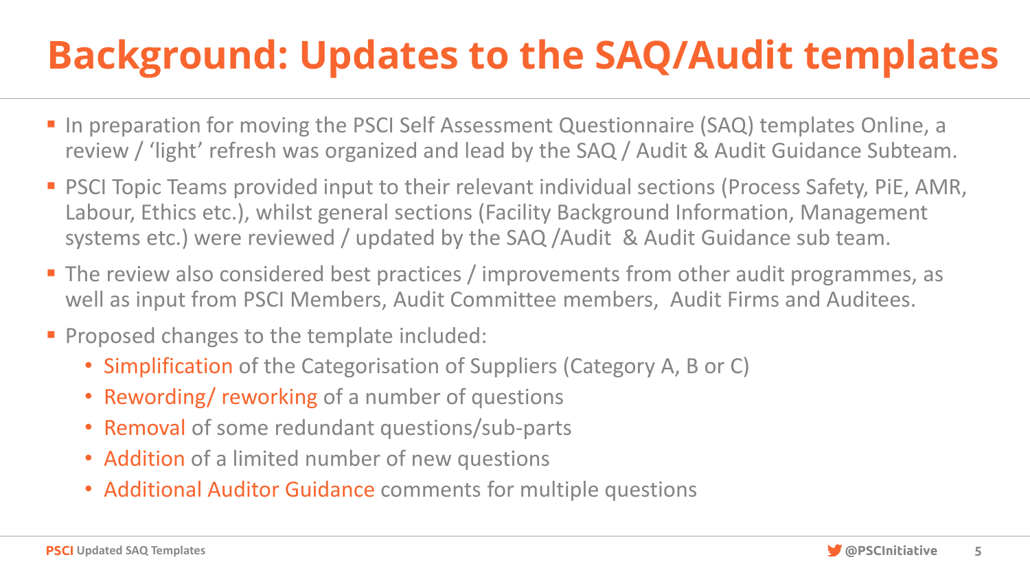# Background: Updates to the SAQ/Audit templates

- In preparation for moving the PSCI Self Assessment Questionnaire (SAQ) templates Online, a review / 'light' refresh was organized and lead by the SAQ / Audit & Audit Guidance Subteam.
- PSCI Topic Teams provided input to their relevant individual sections (Process Safety, PiE, AMR, Labour, Ethics etc.), whilst general sections (Facility Background Information, Management systems etc.) were reviewed / updated by the SAQ /Audit & Audit Guidance sub team.
- The review also considered best practices / improvements from other audit programmes, as well as input from PSCI Members, Audit Committee members, Audit Firms and Auditees.
- Proposed changes to the template included:
  - Simplification of the Categorisation of Suppliers (Category A, B or C)
  - Rewording/ reworking of a number of questions
  - Removal of some redundant questions/sub-parts
  - Addition of a limited number of new questions
  - Additional Auditor Guidance comments for multiple questions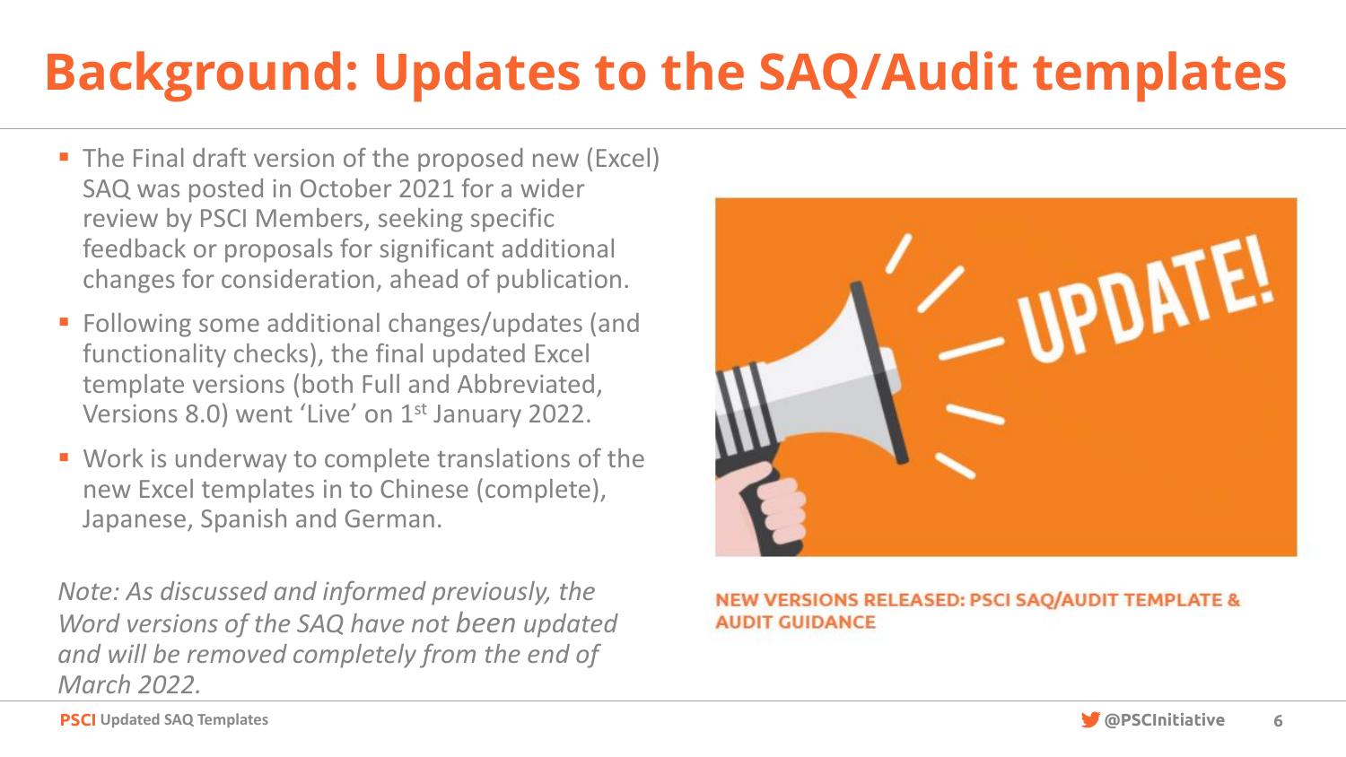# Background: Updates to the SAQ/Audit templates

- The Final draft version of the proposed new (Excel) SAQ was posted in October 2021 for a wider review by PSCI Members, seeking specific feedback or proposals for significant additional changes for consideration, ahead of publication.
- Following some additional changes/updates (and functionality checks), the final updated Excel template versions (both Full and Abbreviated, Versions 8.0) went 'Live' on 1st January 2022.
- Work is underway to complete translations of the new Excel templates in to Chinese (complete), Japanese, Spanish and German.

*Note: As discussed and informed previously, the Word versions of the SAQ have not been updated and will be removed completely from the end of March 2022.*

**NEW VERSIONS RELEASED: PSCI SAQ/AUDIT TEMPLATE & AUDIT GUIDANCE**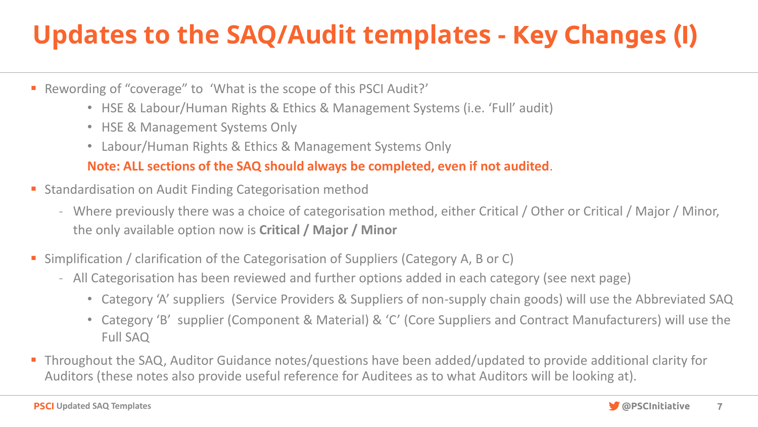# Updates to the SAQ/Audit templates - Key Changes (I)

- Rewording of "coverage" to 'What is the scope of this PSCI Audit?'
  - HSE & Labour/Human Rights & Ethics & Management Systems (i.e. 'Full' audit)
  - HSE & Management Systems Only
  - Labour/Human Rights & Ethics & Management Systems Only

  **Note: ALL sections of the SAQ should always be completed, even if not audited**.

- Standardisation on Audit Finding Categorisation method
  - Where previously there was a choice of categorisation method, either Critical / Other or Critical / Major / Minor, the only available option now is **Critical / Major / Minor**

- Simplification / clarification of the Categorisation of Suppliers (Category A, B or C)
  - All Categorisation has been reviewed and further options added in each category (see next page)
    - Category 'A' suppliers (Service Providers & Suppliers of non-supply chain goods) will use the Abbreviated SAQ
    - Category 'B' supplier (Component & Material) & 'C' (Core Suppliers and Contract Manufacturers) will use the Full SAQ

- Throughout the SAQ, Auditor Guidance notes/questions have been added/updated to provide additional clarity for Auditors (these notes also provide useful reference for Auditees as to what Auditors will be looking at).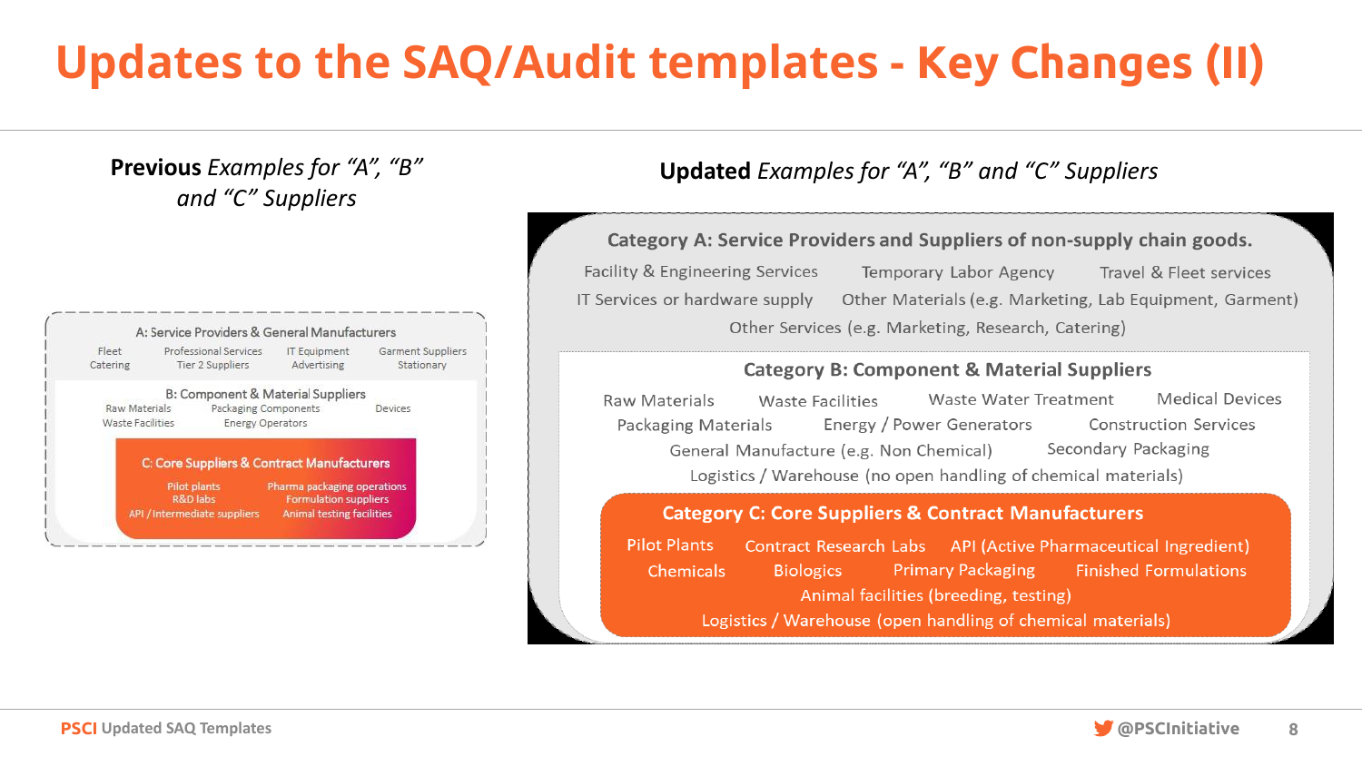# Updates to the SAQ/Audit templates - Key Changes (II)

**Previous** *Examples for "A", "B" and "C" Suppliers*

A: Service Providers & General Manufacturers

Fleet
Catering
Professional Services
Tier 2 Suppliers
IT Equipment
Advertising
Garment Suppliers
Stationary

B: Component & Material Suppliers

Raw Materials
Waste Facilities
Packaging Components
Energy Operators
Devices

C: Core Suppliers & Contract Manufacturers

Pilot plants
R&D labs
API / Intermediate suppliers
Pharma packaging operations
Formulation suppliers
Animal testing facilities

**Updated** *Examples for "A", "B" and "C" Suppliers*

**Category A: Service Providers and Suppliers of non-supply chain goods.**

Facility & Engineering Services
Temporary Labor Agency
Travel & Fleet services
IT Services or hardware supply
Other Materials (e.g. Marketing, Lab Equipment, Garment)
Other Services (e.g. Marketing, Research, Catering)

**Category B: Component & Material Suppliers**

Raw Materials
Waste Facilities
Waste Water Treatment
Medical Devices
Packaging Materials
Energy / Power Generators
Construction Services
General Manufacture (e.g. Non Chemical)
Secondary Packaging
Logistics / Warehouse (no open handling of chemical materials)

**Category C: Core Suppliers & Contract Manufacturers**

Pilot Plants
Contract Research Labs
API (Active Pharmaceutical Ingredient)
Chemicals
Biologics
Primary Packaging
Finished Formulations
Animal facilities (breeding, testing)
Logistics / Warehouse (open handling of chemical materials)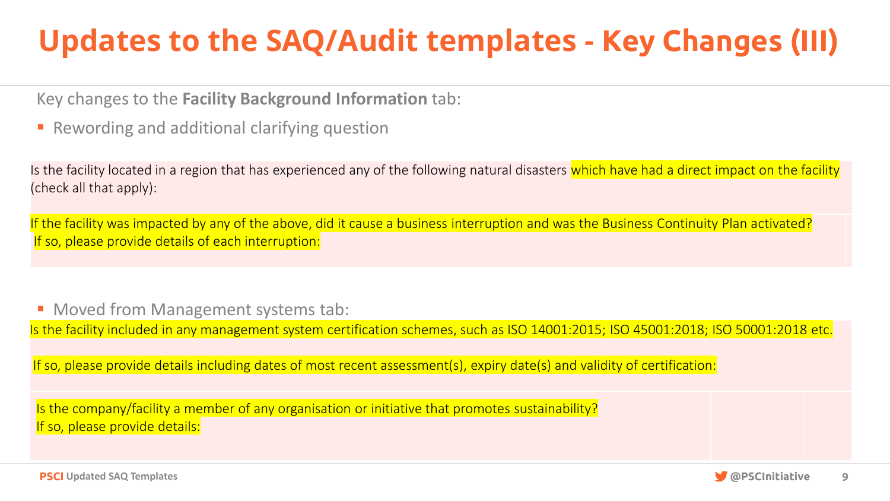# Updates to the SAQ/Audit templates - Key Changes (III)

Key changes to the **Facility Background Information** tab:

- Rewording and additional clarifying question

Is the facility located in a region that has experienced any of the following natural disasters which have had a direct impact on the facility (check all that apply):

If the facility was impacted by any of the above, did it cause a business interruption and was the Business Continuity Plan activated? If so, please provide details of each interruption:

- Moved from Management systems tab:

Is the facility included in any management system certification schemes, such as ISO 14001:2015; ISO 45001:2018; ISO 50001:2018 etc.

If so, please provide details including dates of most recent assessment(s), expiry date(s) and validity of certification:

Is the company/facility a member of any organisation or initiative that promotes sustainability?
If so, please provide details: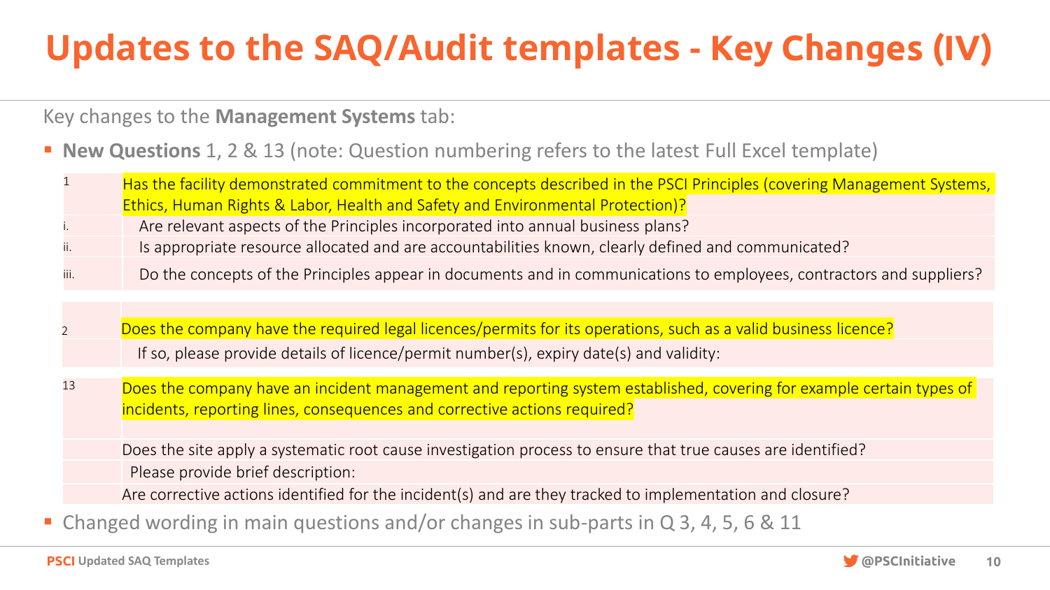# Updates to the SAQ/Audit templates - Key Changes (IV)

Key changes to the **Management Systems** tab:

- **New Questions** 1, 2 & 13 (note: Question numbering refers to the latest Full Excel template)

| | |
|---|---|
| 1 | Has the facility demonstrated commitment to the concepts described in the PSCI Principles (covering Management Systems, Ethics, Human Rights & Labor, Health and Safety and Environmental Protection)? |
| i. | Are relevant aspects of the Principles incorporated into annual business plans? |
| ii. | Is appropriate resource allocated and are accountabilities known, clearly defined and communicated? |
| iii. | Do the concepts of the Principles appear in documents and in communications to employees, contractors and suppliers? |
| | |
| 2 | Does the company have the required legal licences/permits for its operations, such as a valid business licence? |
| | If so, please provide details of licence/permit number(s), expiry date(s) and validity: |
| 13 | Does the company have an incident management and reporting system established, covering for example certain types of incidents, reporting lines, consequences and corrective actions required? |
| | Does the site apply a systematic root cause investigation process to ensure that true causes are identified? |
| | Please provide brief description: |
| | Are corrective actions identified for the incident(s) and are they tracked to implementation and closure? |

- Changed wording in main questions and/or changes in sub-parts in Q 3, 4, 5, 6 & 11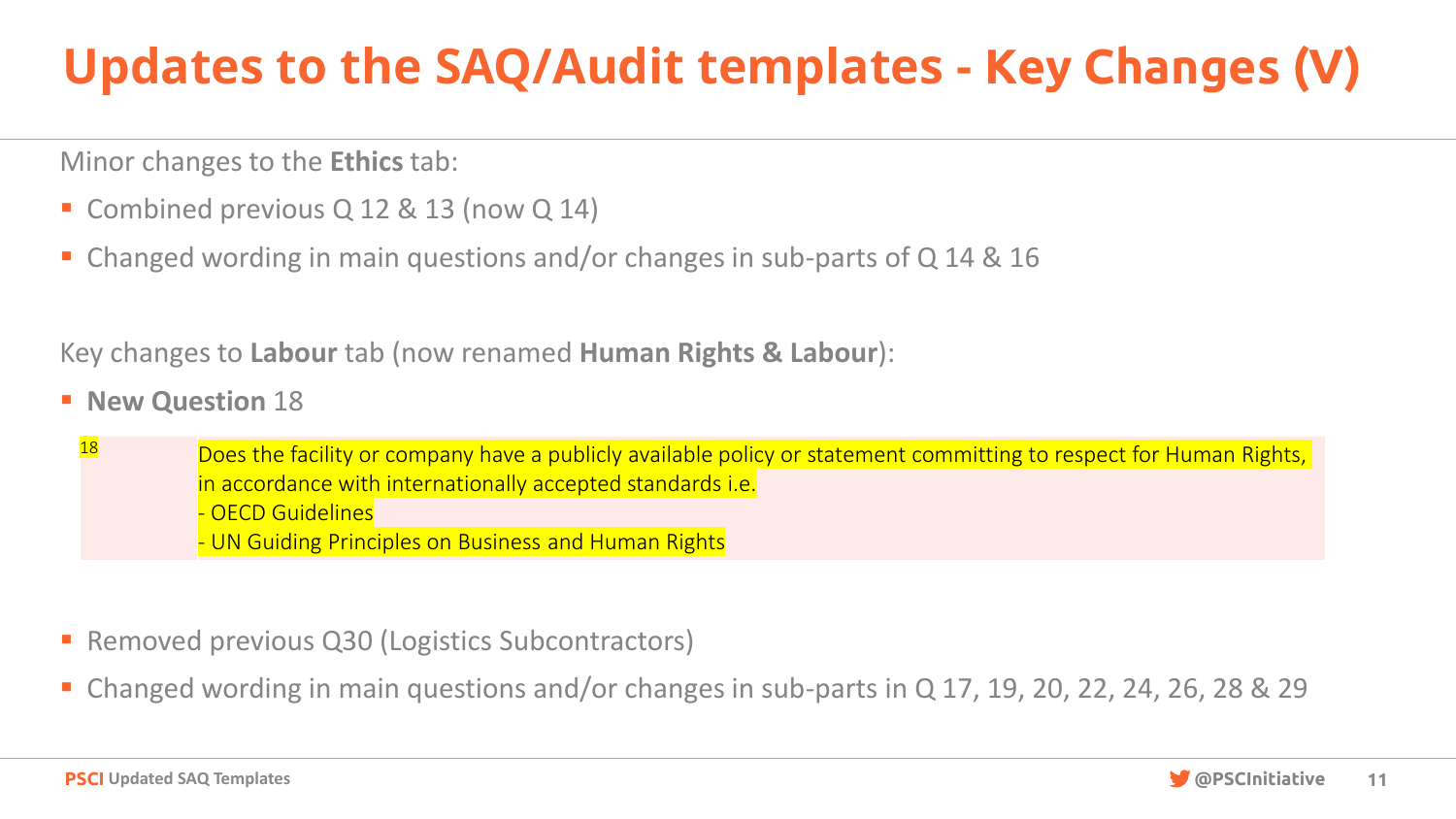# Updates to the SAQ/Audit templates - Key Changes (V)

Minor changes to the **Ethics** tab:

- Combined previous Q 12 & 13 (now Q 14)
- Changed wording in main questions and/or changes in sub-parts of Q 14 & 16

Key changes to **Labour** tab (now renamed **Human Rights & Labour**):

- **New Question** 18

| 18 | Does the facility or company have a publicly available policy or statement committing to respect for Human Rights, in accordance with internationally accepted standards i.e.<br>- OECD Guidelines<br>- UN Guiding Principles on Business and Human Rights |
|---|---|

- Removed previous Q30 (Logistics Subcontractors)
- Changed wording in main questions and/or changes in sub-parts in Q 17, 19, 20, 22, 24, 26, 28 & 29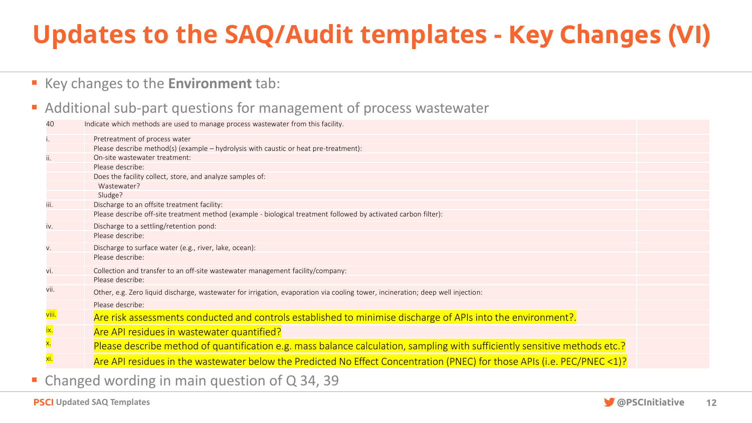# Updates to the SAQ/Audit templates - Key Changes (VI)

- Key changes to the **Environment** tab:
- Additional sub-part questions for management of process wastewater

| | | |
|---|---|---|
| 40 | Indicate which methods are used to manage process wastewater from this facility. | |
| i. | Pretreatment of process water | |
| | Please describe method(s) (example – hydrolysis with caustic or heat pre-treatment): | |
| ii. | On-site wastewater treatment: | |
| | Please describe: | |
| | Does the facility collect, store, and analyze samples of: | |
| | Wastewater? | |
| | Sludge? | |
| iii. | Discharge to an offsite treatment facility: | |
| | Please describe off-site treatment method (example - biological treatment followed by activated carbon filter): | |
| iv. | Discharge to a settling/retention pond: | |
| | Please describe: | |
| v. | Discharge to surface water (e.g., river, lake, ocean): | |
| | Please describe: | |
| vi. | Collection and transfer to an off-site wastewater management facility/company: | |
| | Please describe: | |
| vii. | Other, e.g. Zero liquid discharge, wastewater for irrigation, evaporation via cooling tower, incineration; deep well injection: | |
| | Please describe: | |
| viii. | Are risk assessments conducted and controls established to minimise discharge of APIs into the environment?. | |
| ix. | Are API residues in wastewater quantified? | |
| x. | Please describe method of quantification e.g. mass balance calculation, sampling with sufficiently sensitive methods etc.? | |
| xi. | Are API residues in the wastewater below the Predicted No Effect Concentration (PNEC) for those APIs (i.e. PEC/PNEC <1)? | |

- Changed wording in main question of Q 34, 39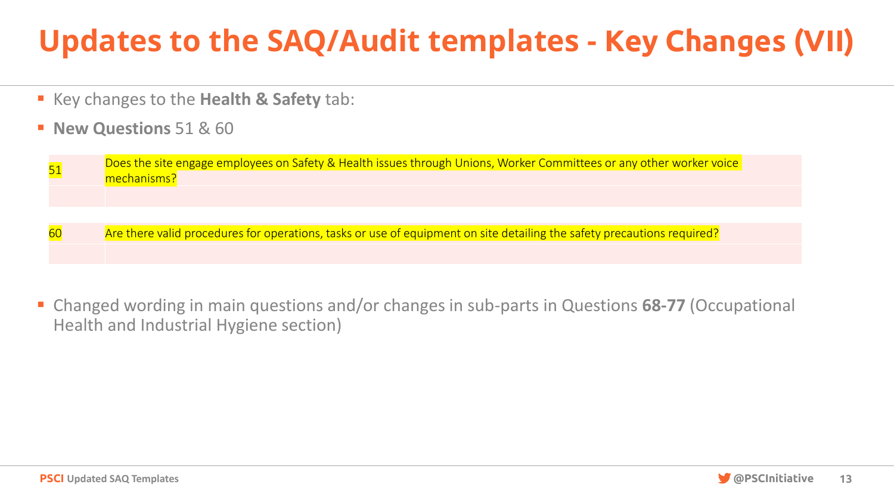# Updates to the SAQ/Audit templates - Key Changes (VII)

- Key changes to the **Health & Safety** tab:
- **New Questions** 51 & 60

| | |
|---|---|
| 51 | Does the site engage employees on Safety & Health issues through Unions, Worker Committees or any other worker voice mechanisms? |

| | |
|---|---|
| 60 | Are there valid procedures for operations, tasks or use of equipment on site detailing the safety precautions required? |

- Changed wording in main questions and/or changes in sub-parts in Questions **68-77** (Occupational Health and Industrial Hygiene section)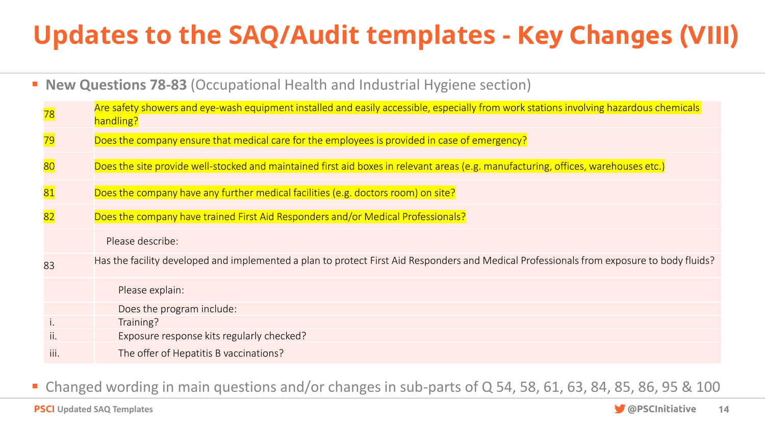# Updates to the SAQ/Audit templates - Key Changes (VIII)

- **New Questions 78-83** (Occupational Health and Industrial Hygiene section)

| | |
|---|---|
| 78 | Are safety showers and eye-wash equipment installed and easily accessible, especially from work stations involving hazardous chemicals handling? |
| 79 | Does the company ensure that medical care for the employees is provided in case of emergency? |
| 80 | Does the site provide well-stocked and maintained first aid boxes in relevant areas (e.g. manufacturing, offices, warehouses etc.) |
| 81 | Does the company have any further medical facilities (e.g. doctors room) on site? |
| 82 | Does the company have trained First Aid Responders and/or Medical Professionals? |
| | Please describe: |
| 83 | Has the facility developed and implemented a plan to protect First Aid Responders and Medical Professionals from exposure to body fluids? |
| | Please explain: |
| | Does the program include: |
| i. | Training? |
| ii. | Exposure response kits regularly checked? |
| iii. | The offer of Hepatitis B vaccinations? |

- Changed wording in main questions and/or changes in sub-parts of Q 54, 58, 61, 63, 84, 85, 86, 95 & 100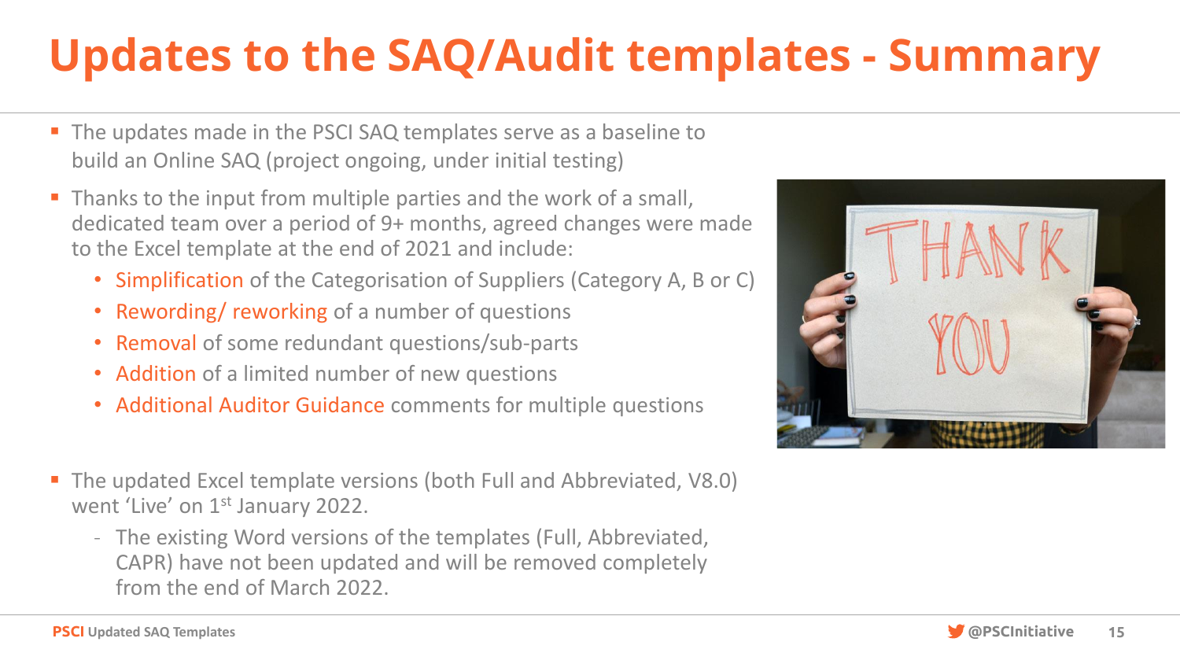# Updates to the SAQ/Audit templates - Summary

- The updates made in the PSCI SAQ templates serve as a baseline to build an Online SAQ (project ongoing, under initial testing)
- Thanks to the input from multiple parties and the work of a small, dedicated team over a period of 9+ months, agreed changes were made to the Excel template at the end of 2021 and include:
  - Simplification of the Categorisation of Suppliers (Category A, B or C)
  - Rewording/ reworking of a number of questions
  - Removal of some redundant questions/sub-parts
  - Addition of a limited number of new questions
  - Additional Auditor Guidance comments for multiple questions
- The updated Excel template versions (both Full and Abbreviated, V8.0) went 'Live' on 1st January 2022.
  - The existing Word versions of the templates (Full, Abbreviated, CAPR) have not been updated and will be removed completely from the end of March 2022.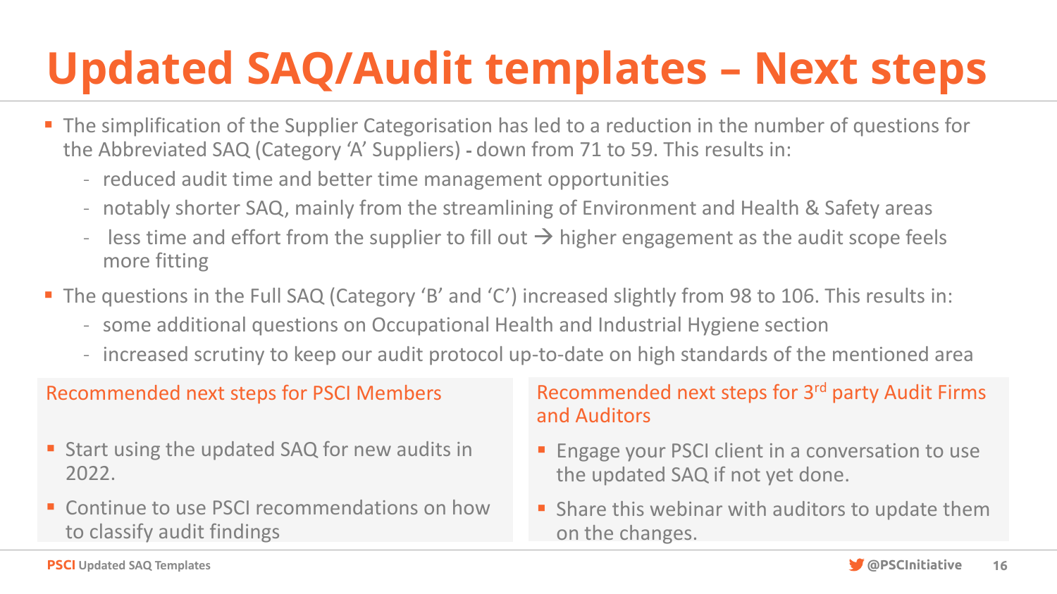# Updated SAQ/Audit templates – Next steps

- The simplification of the Supplier Categorisation has led to a reduction in the number of questions for the Abbreviated SAQ (Category 'A' Suppliers) - down from 71 to 59. This results in:
  - reduced audit time and better time management opportunities
  - notably shorter SAQ, mainly from the streamlining of Environment and Health & Safety areas
  - less time and effort from the supplier to fill out → higher engagement as the audit scope feels more fitting
- The questions in the Full SAQ (Category 'B' and 'C') increased slightly from 98 to 106. This results in:
  - some additional questions on Occupational Health and Industrial Hygiene section
  - increased scrutiny to keep our audit protocol up-to-date on high standards of the mentioned area

### Recommended next steps for PSCI Members

- Start using the updated SAQ for new audits in 2022.
- Continue to use PSCI recommendations on how to classify audit findings

### Recommended next steps for 3rd party Audit Firms and Auditors

- Engage your PSCI client in a conversation to use the updated SAQ if not yet done.
- Share this webinar with auditors to update them on the changes.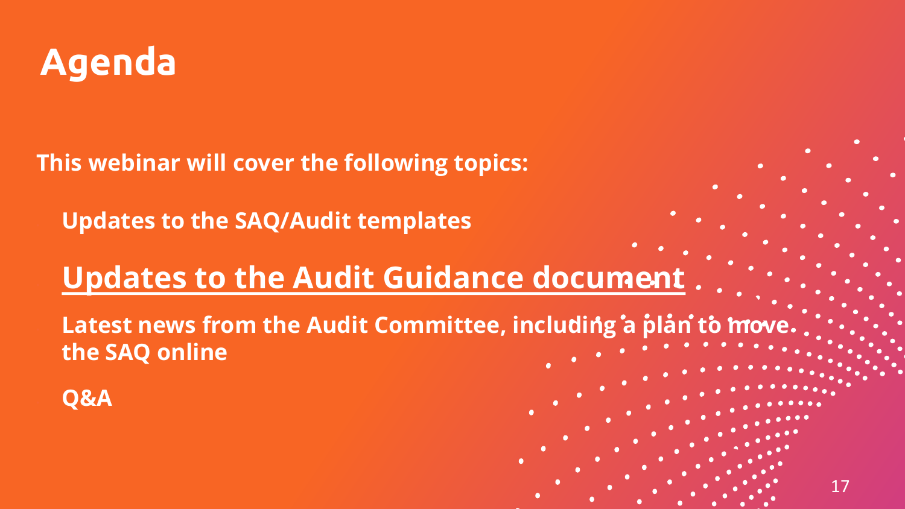# Agenda

**This webinar will cover the following topics:**

- **Updates to the SAQ/Audit templates**
- **Updates to the Audit Guidance document**
- **Latest news from the Audit Committee, including a plan to move the SAQ online**
- **Q&A**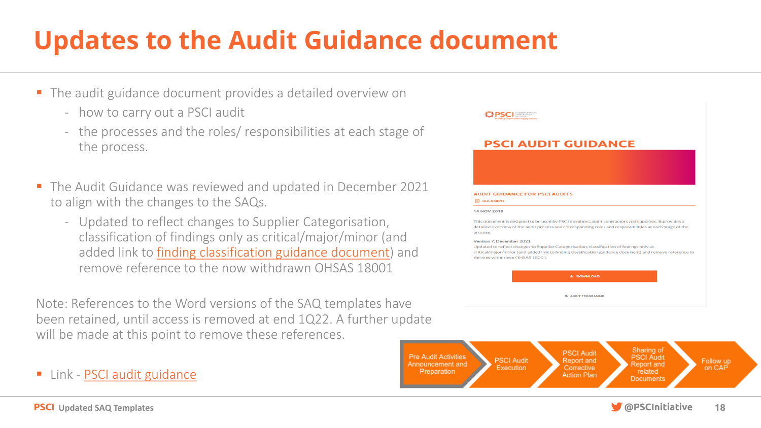# Updates to the Audit Guidance document

- The audit guidance document provides a detailed overview on
  - how to carry out a PSCI audit
  - the processes and the roles/ responsibilities at each stage of the process.

- The Audit Guidance was reviewed and updated in December 2021 to align with the changes to the SAQs.
  - Updated to reflect changes to Supplier Categorisation, classification of findings only as critical/major/minor (and added link to finding classification guidance document) and remove reference to the now withdrawn OHSAS 18001

Note: References to the Word versions of the SAQ templates have been retained, until access is removed at end 1Q22. A further update will be made at this point to remove these references.

- Link - PSCI audit guidance

PSCI AUDIT GUIDANCE

AUDIT GUIDANCE FOR PSCI AUDITS

DOCUMENT

14 NOV 2018

This document is designed to be used by PSCI members, audit contractors and suppliers. It provides a detailed overview of the audit process and corresponding roles and responsibilities at each stage of the process.

Version 7, December 2021
Updated to reflect changes to Supplier Categorisation, classification of findings only as critical/major/minor (and added link to finding classification guidance document) and remove reference to the now withdrawn OHSAS 18001.

DOWNLOAD

AUDIT PROGRAMME

Pre Audit Activities Announcement and Preparation → PSCI Audit Execution → PSCI Audit Report and Corrective Action Plan → Sharing of PSCI Audit Report and related Documents → Follow up on CAP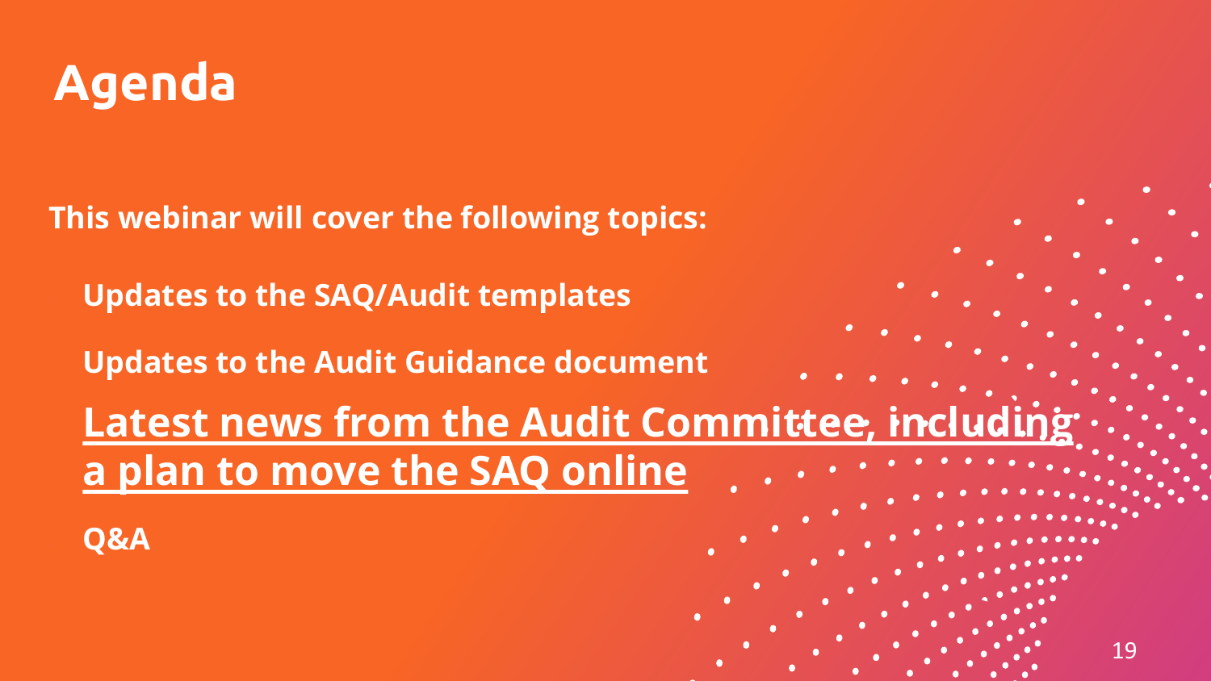# Agenda

**This webinar will cover the following topics:**

- **Updates to the SAQ/Audit templates**
- **Updates to the Audit Guidance document**
- **<u>Latest news from the Audit Committee, including a plan to move the SAQ online</u>**
- **Q&A**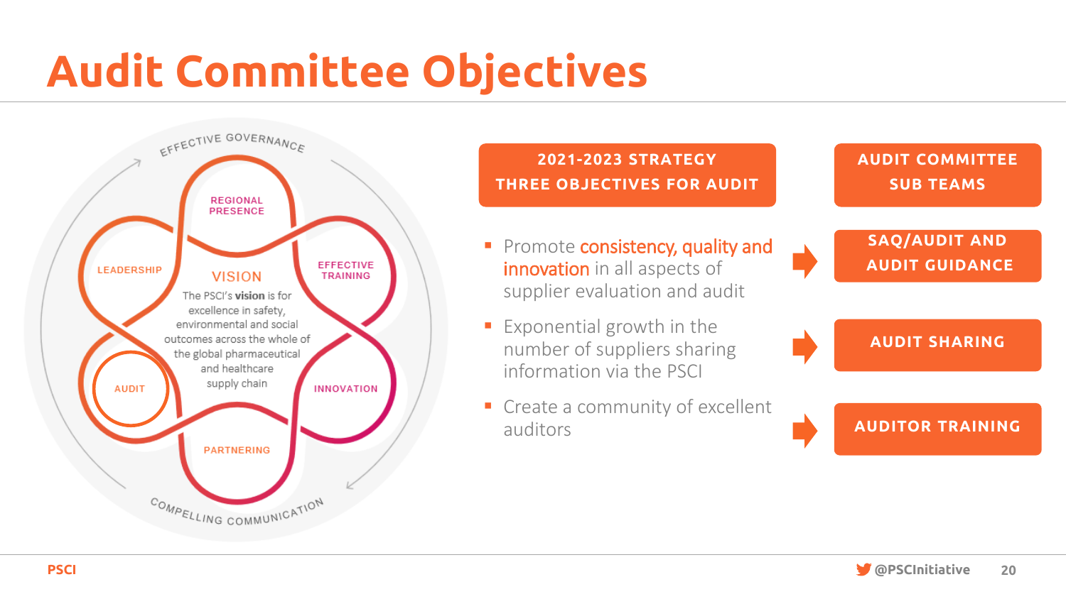# Audit Committee Objectives

EFFECTIVE GOVERNANCE

REGIONAL PRESENCE

LEADERSHIP

EFFECTIVE TRAINING

VISION

The PSCI's **vision** is for excellence in safety, environmental and social outcomes across the whole of the global pharmaceutical and healthcare supply chain

AUDIT

INNOVATION

PARTNERING

COMPELLING COMMUNICATION

| 2021-2023 STRATEGY THREE OBJECTIVES FOR AUDIT | | AUDIT COMMITTEE SUB TEAMS |
|---|---|---|
| Promote consistency, quality and innovation in all aspects of supplier evaluation and audit | → | SAQ/AUDIT AND AUDIT GUIDANCE |
| Exponential growth in the number of suppliers sharing information via the PSCI | → | AUDIT SHARING |
| Create a community of excellent auditors | → | AUDITOR TRAINING |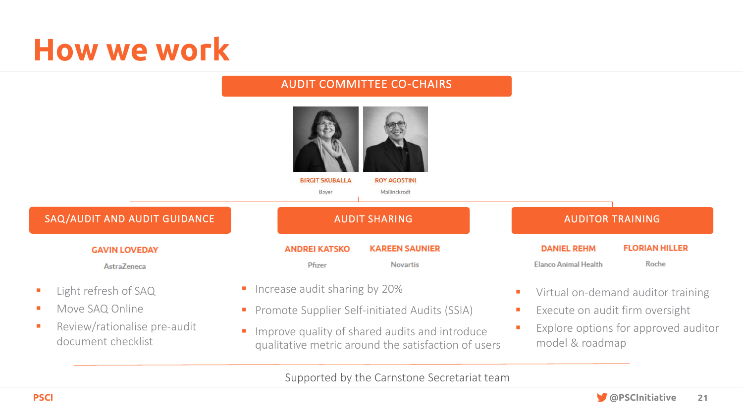# How we work

## AUDIT COMMITTEE CO-CHAIRS

**BIRGIT SKUBALLA**
Bayer

**ROY AGOSTINI**
Mallinckrodt

### SAQ/AUDIT AND AUDIT GUIDANCE

**GAVIN LOVEDAY**
AstraZeneca

- Light refresh of SAQ
- Move SAQ Online
- Review/rationalise pre-audit document checklist

### AUDIT SHARING

**ANDREI KATSKO**
Pfizer

**KAREEN SAUNIER**
Novartis

- Increase audit sharing by 20%
- Promote Supplier Self-initiated Audits (SSIA)
- Improve quality of shared audits and introduce qualitative metric around the satisfaction of users

### AUDITOR TRAINING

**DANIEL REHM**
Elanco Animal Health

**FLORIAN HILLER**
Roche

- Virtual on-demand auditor training
- Execute on audit firm oversight
- Explore options for approved auditor model & roadmap

Supported by the Carnstone Secretariat team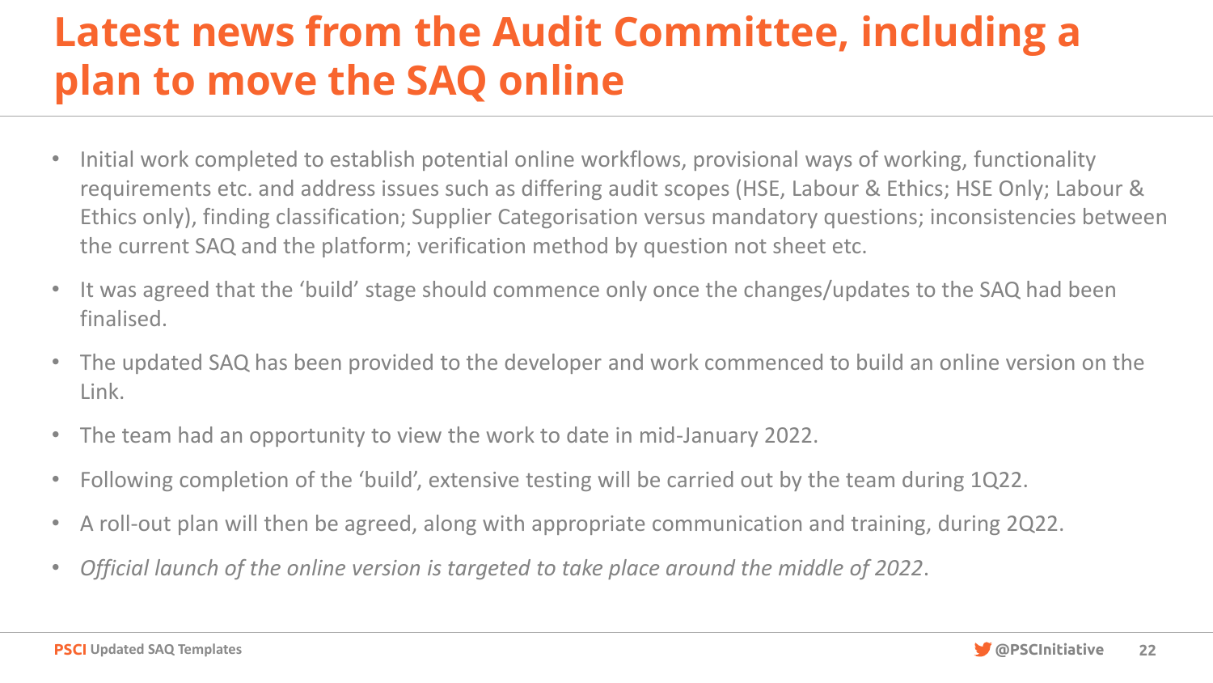# Latest news from the Audit Committee, including a plan to move the SAQ online

- Initial work completed to establish potential online workflows, provisional ways of working, functionality requirements etc. and address issues such as differing audit scopes (HSE, Labour & Ethics; HSE Only; Labour & Ethics only), finding classification; Supplier Categorisation versus mandatory questions; inconsistencies between the current SAQ and the platform; verification method by question not sheet etc.
- It was agreed that the 'build' stage should commence only once the changes/updates to the SAQ had been finalised.
- The updated SAQ has been provided to the developer and work commenced to build an online version on the Link.
- The team had an opportunity to view the work to date in mid-January 2022.
- Following completion of the 'build', extensive testing will be carried out by the team during 1Q22.
- A roll-out plan will then be agreed, along with appropriate communication and training, during 2Q22.
- *Official launch of the online version is targeted to take place around the middle of 2022*.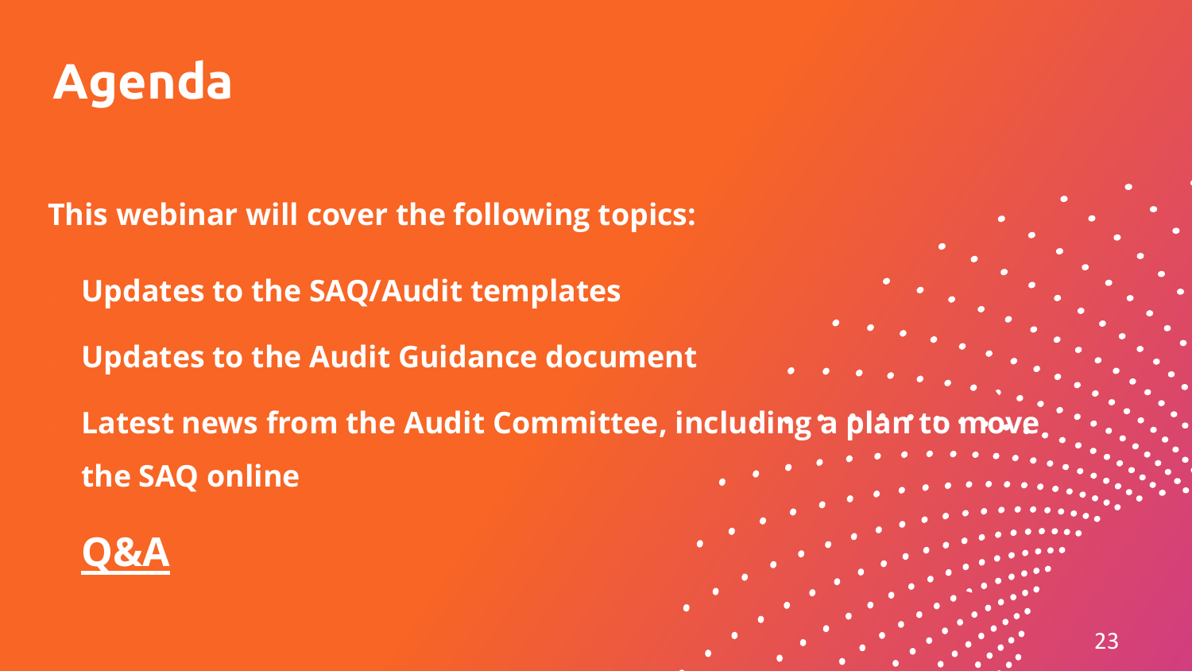# Agenda

**This webinar will cover the following topics:**

**Updates to the SAQ/Audit templates**

**Updates to the Audit Guidance document**

**Latest news from the Audit Committee, including a plan to move the SAQ online**

**Q&A**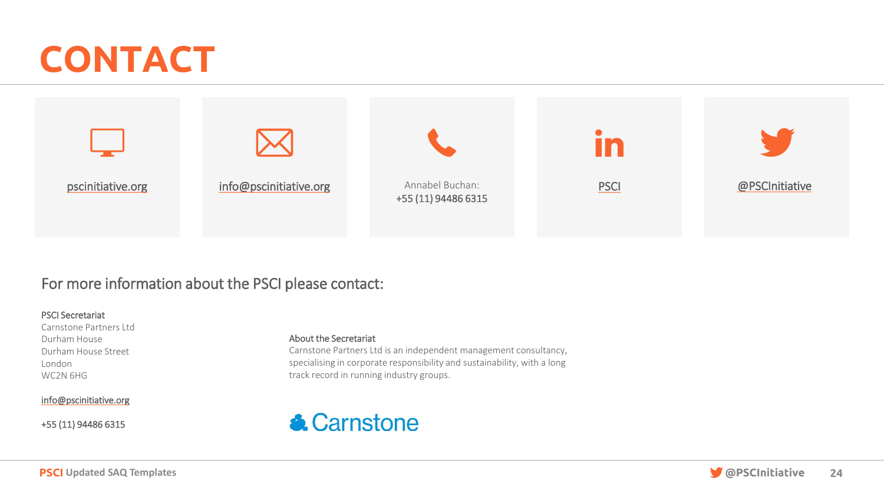# CONTACT

pscinitiative.org

info@pscinitiative.org

Annabel Buchan:
+55 (11) 94486 6315

PSCI

@PSCInitiative

## For more information about the PSCI please contact:

PSCI Secretariat
Carnstone Partners Ltd
Durham House
Durham House Street
London
WC2N 6HG

info@pscinitiative.org

+55 (11) 94486 6315

About the Secretariat
Carnstone Partners Ltd is an independent management consultancy, specialising in corporate responsibility and sustainability, with a long track record in running industry groups.

Carnstone